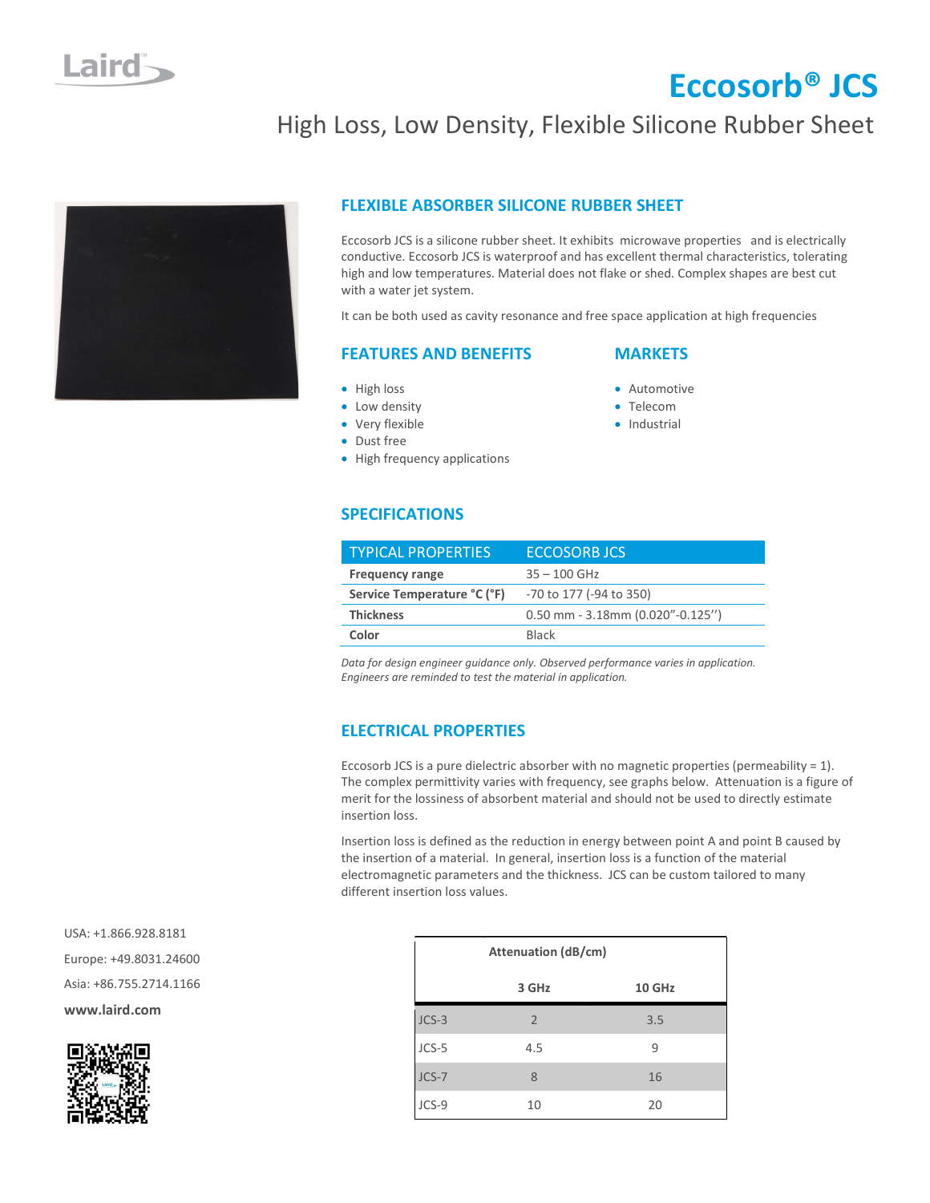# Eccosorb® JCS

## High Loss, Low Density, Flexible Silicone Rubber Sheet

### FLEXIBLE ABSORBER SILICONE RUBBER SHEET

Eccosorb JCS is a silicone rubber sheet. It exhibits microwave properties and is electrically conductive. Eccosorb JCS is waterproof and has excellent thermal characteristics, tolerating high and low temperatures. Material does not flake or shed. Complex shapes are best cut with a water jet system.

It can be both used as cavity resonance and free space application at high frequencies

### FEATURES AND BENEFITS

- High loss
- Low density
- Very flexible
- Dust free
- High frequency applications

### MARKETS

- Automotive
- Telecom
- Industrial

### SPECIFICATIONS

| TYPICAL PROPERTIES | ECCOSORB JCS |
|---|---|
| **Frequency range** | 35 – 100 GHz |
| **Service Temperature °C (°F)** | -70 to 177 (-94 to 350) |
| **Thickness** | 0.50 mm - 3.18mm (0.020"-0.125'') |
| **Color** | Black |

*Data for design engineer guidance only. Observed performance varies in application. Engineers are reminded to test the material in application.*

### ELECTRICAL PROPERTIES

Eccosorb JCS is a pure dielectric absorber with no magnetic properties (permeability = 1). The complex permittivity varies with frequency, see graphs below. Attenuation is a figure of merit for the lossiness of absorbent material and should not be used to directly estimate insertion loss.

Insertion loss is defined as the reduction in energy between point A and point B caused by the insertion of a material. In general, insertion loss is a function of the material electromagnetic parameters and the thickness. JCS can be custom tailored to many different insertion loss values.

| | Attenuation (dB/cm) | |
|---|---|---|
| | **3 GHz** | **10 GHz** |
| JCS-3 | 2 | 3.5 |
| JCS-5 | 4.5 | 9 |
| JCS-7 | 8 | 16 |
| JCS-9 | 10 | 20 |

USA: +1.866.928.8181

Europe: +49.8031.24600

Asia: +86.755.2714.1166

**www.laird.com**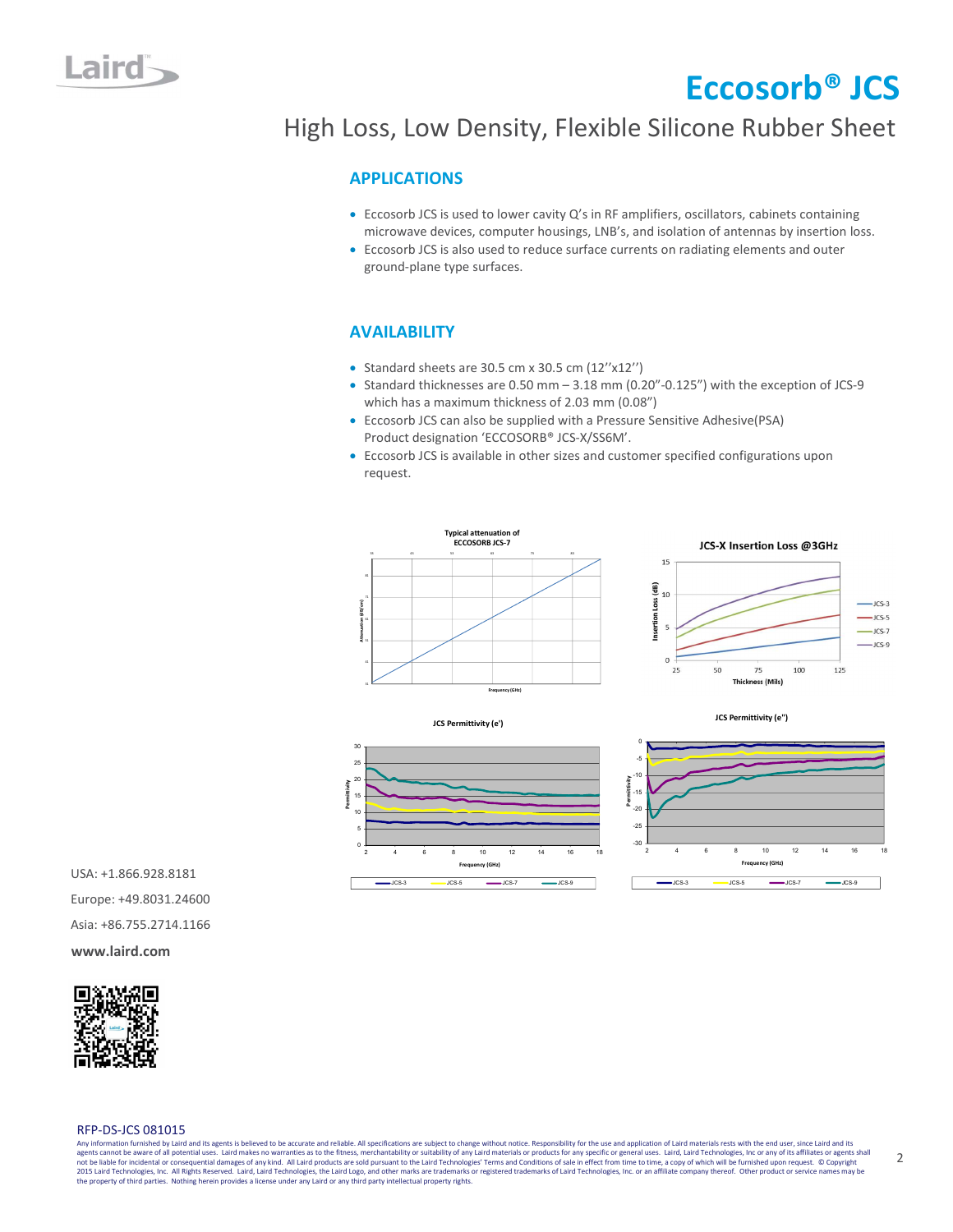# Eccosorb® JCS

## High Loss, Low Density, Flexible Silicone Rubber Sheet

## APPLICATIONS

- Eccosorb JCS is used to lower cavity Q's in RF amplifiers, oscillators, cabinets containing microwave devices, computer housings, LNB's, and isolation of antennas by insertion loss.
- Eccosorb JCS is also used to reduce surface currents on radiating elements and outer ground-plane type surfaces.

## AVAILABILITY

- Standard sheets are 30.5 cm x 30.5 cm (12''x12'')
- Standard thicknesses are 0.50 mm – 3.18 mm (0.20"-0.125") with the exception of JCS-9 which has a maximum thickness of 2.03 mm (0.08")
- Eccosorb JCS can also be supplied with a Pressure Sensitive Adhesive(PSA) Product designation 'ECCOSORB® JCS-X/SS6M'.
- Eccosorb JCS is available in other sizes and customer specified configurations upon request.

Typical attenuation of ECCOSORB JCS-7

Attenuation (dB/cm)

Frequency (GHz)

JCS-X Insertion Loss @3GHz

Insertion Loss (dB)

15
10
5
0

25 50 75 100 125

Thickness (Mils)

JCS-3
JCS-5
JCS-7
JCS-9

JCS Permittivity (e')

Permittivity

30
25
20
15
10
5
0

2 4 6 8 10 12 14 16 18

Frequency (GHz)

JCS-3 JCS-5 JCS-7 JCS-9

JCS Permittivity (e")

Permittivity

0
-5
-10
-15
-20
-25
-30

2 4 6 8 10 12 14 16 18

Frequency (GHz)

JCS-3 JCS-5 JCS-7 JCS-9

USA: +1.866.928.8181

Europe: +49.8031.24600

Asia: +86.755.2714.1166

**www.laird.com**

RFP-DS-JCS 081015

Any information furnished by Laird and its agents is believed to be accurate and reliable. All specifications are subject to change without notice. Responsibility for the use and application of Laird materials rests with the end user, since Laird and its agents cannot be aware of all potential uses. Laird makes no warranties as to the fitness, merchantability or suitability of any Laird materials or products for any specific or general uses. Laird, Laird Technologies, Inc or any of its affiliates or agents shall not be liable for incidental or consequential damages of any kind. All Laird products are sold pursuant to the Laird Technologies' Terms and Conditions of sale in effect from time to time, a copy of which will be furnished upon request. © Copyright 2015 Laird Technologies, Inc. All Rights Reserved. Laird, Laird Technologies, the Laird Logo, and other marks are trademarks or registered trademarks of Laird Technologies, Inc. or an affiliate company thereof. Other product or service names may be the property of third parties. Nothing herein provides a license under any Laird or any third party intellectual property rights.